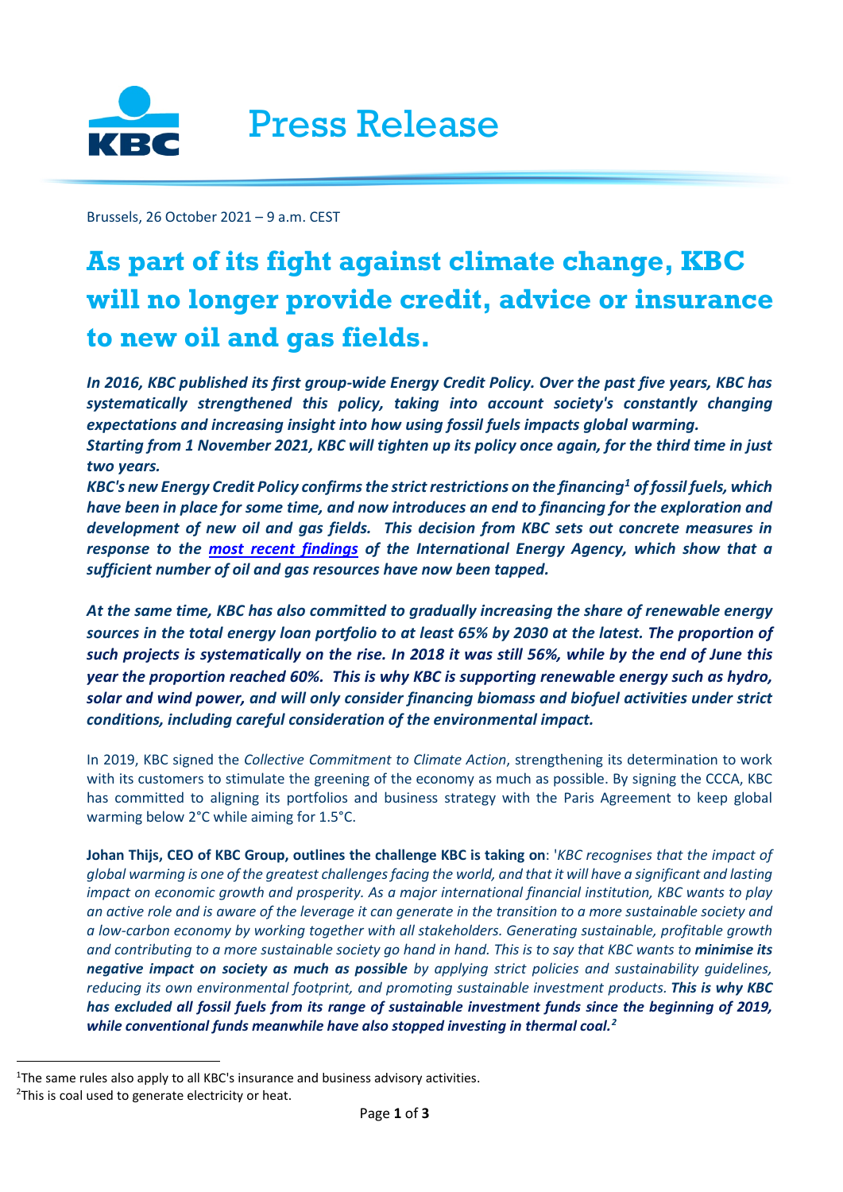Press Release

Brussels, 26 October 2021 – 9 a.m. CEST

# As part of its fight against climate change, KBC will no longer provide credit, advice or insurance to new oil and gas fields.

***In 2016, KBC published its first group-wide Energy Credit Policy. Over the past five years, KBC has systematically strengthened this policy, taking into account society's constantly changing expectations and increasing insight into how using fossil fuels impacts global warming.***
***Starting from 1 November 2021, KBC will tighten up its policy once again, for the third time in just two years.***
***KBC's new Energy Credit Policy confirms the strict restrictions on the financing[1] of fossil fuels, which have been in place for some time, and now introduces an end to financing for the exploration and development of new oil and gas fields. This decision from KBC sets out concrete measures in response to the most recent findings of the International Energy Agency, which show that a sufficient number of oil and gas resources have now been tapped.***

***At the same time, KBC has also committed to gradually increasing the share of renewable energy sources in the total energy loan portfolio to at least 65% by 2030 at the latest. The proportion of such projects is systematically on the rise. In 2018 it was still 56%, while by the end of June this year the proportion reached 60%. This is why KBC is supporting renewable energy such as hydro, solar and wind power, and will only consider financing biomass and biofuel activities under strict conditions, including careful consideration of the environmental impact.***

In 2019, KBC signed the *Collective Commitment to Climate Action*, strengthening its determination to work with its customers to stimulate the greening of the economy as much as possible. By signing the CCCA, KBC has committed to aligning its portfolios and business strategy with the Paris Agreement to keep global warming below 2°C while aiming for 1.5°C.

**Johan Thijs, CEO of KBC Group, outlines the challenge KBC is taking on**: '*KBC recognises that the impact of global warming is one of the greatest challenges facing the world, and that it will have a significant and lasting impact on economic growth and prosperity. As a major international financial institution, KBC wants to play an active role and is aware of the leverage it can generate in the transition to a more sustainable society and a low-carbon economy by working together with all stakeholders. Generating sustainable, profitable growth and contributing to a more sustainable society go hand in hand. This is to say that KBC wants to **minimise its negative impact on society as much as possible** by applying strict policies and sustainability guidelines, reducing its own environmental footprint, and promoting sustainable investment products. **This is why KBC has excluded all fossil fuels from its range of sustainable investment funds since the beginning of 2019, while conventional funds meanwhile have also stopped investing in thermal coal.[2]***

[1]The same rules also apply to all KBC's insurance and business advisory activities.
[2]This is coal used to generate electricity or heat.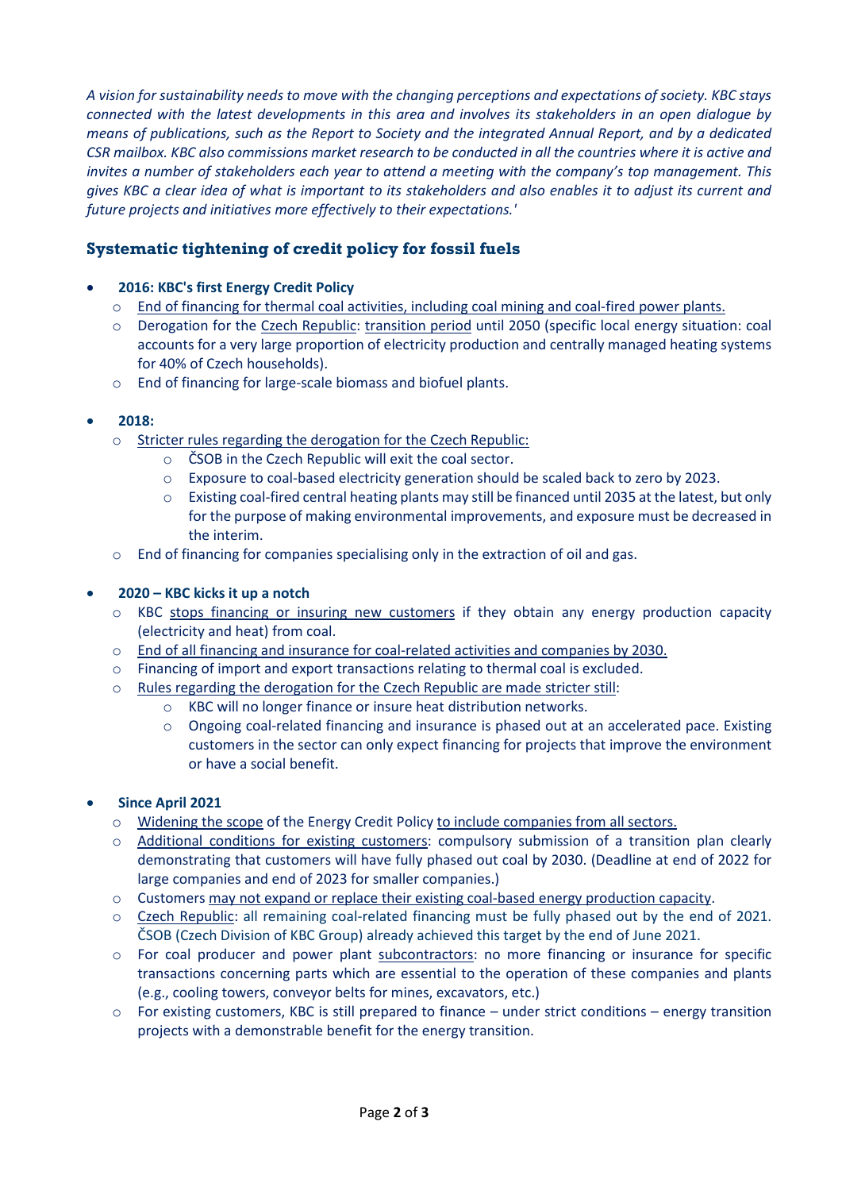*A vision for sustainability needs to move with the changing perceptions and expectations of society. KBC stays connected with the latest developments in this area and involves its stakeholders in an open dialogue by means of publications, such as the Report to Society and the integrated Annual Report, and by a dedicated CSR mailbox. KBC also commissions market research to be conducted in all the countries where it is active and invites a number of stakeholders each year to attend a meeting with the company's top management. This gives KBC a clear idea of what is important to its stakeholders and also enables it to adjust its current and future projects and initiatives more effectively to their expectations.'*

## Systematic tightening of credit policy for fossil fuels

- **2016: KBC's first Energy Credit Policy**
  - End of financing for thermal coal activities, including coal mining and coal-fired power plants.
  - Derogation for the Czech Republic: transition period until 2050 (specific local energy situation: coal accounts for a very large proportion of electricity production and centrally managed heating systems for 40% of Czech households).
  - End of financing for large-scale biomass and biofuel plants.

- **2018:**
  - Stricter rules regarding the derogation for the Czech Republic:
    - ČSOB in the Czech Republic will exit the coal sector.
    - Exposure to coal-based electricity generation should be scaled back to zero by 2023.
    - Existing coal-fired central heating plants may still be financed until 2035 at the latest, but only for the purpose of making environmental improvements, and exposure must be decreased in the interim.
  - End of financing for companies specialising only in the extraction of oil and gas.

- **2020 – KBC kicks it up a notch**
  - KBC stops financing or insuring new customers if they obtain any energy production capacity (electricity and heat) from coal.
  - End of all financing and insurance for coal-related activities and companies by 2030.
  - Financing of import and export transactions relating to thermal coal is excluded.
  - Rules regarding the derogation for the Czech Republic are made stricter still:
    - KBC will no longer finance or insure heat distribution networks.
    - Ongoing coal-related financing and insurance is phased out at an accelerated pace. Existing customers in the sector can only expect financing for projects that improve the environment or have a social benefit.

- **Since April 2021**
  - Widening the scope of the Energy Credit Policy to include companies from all sectors.
  - Additional conditions for existing customers: compulsory submission of a transition plan clearly demonstrating that customers will have fully phased out coal by 2030. (Deadline at end of 2022 for large companies and end of 2023 for smaller companies.)
  - Customers may not expand or replace their existing coal-based energy production capacity.
  - Czech Republic: all remaining coal-related financing must be fully phased out by the end of 2021. ČSOB (Czech Division of KBC Group) already achieved this target by the end of June 2021.
  - For coal producer and power plant subcontractors: no more financing or insurance for specific transactions concerning parts which are essential to the operation of these companies and plants (e.g., cooling towers, conveyor belts for mines, excavators, etc.)
  - For existing customers, KBC is still prepared to finance – under strict conditions – energy transition projects with a demonstrable benefit for the energy transition.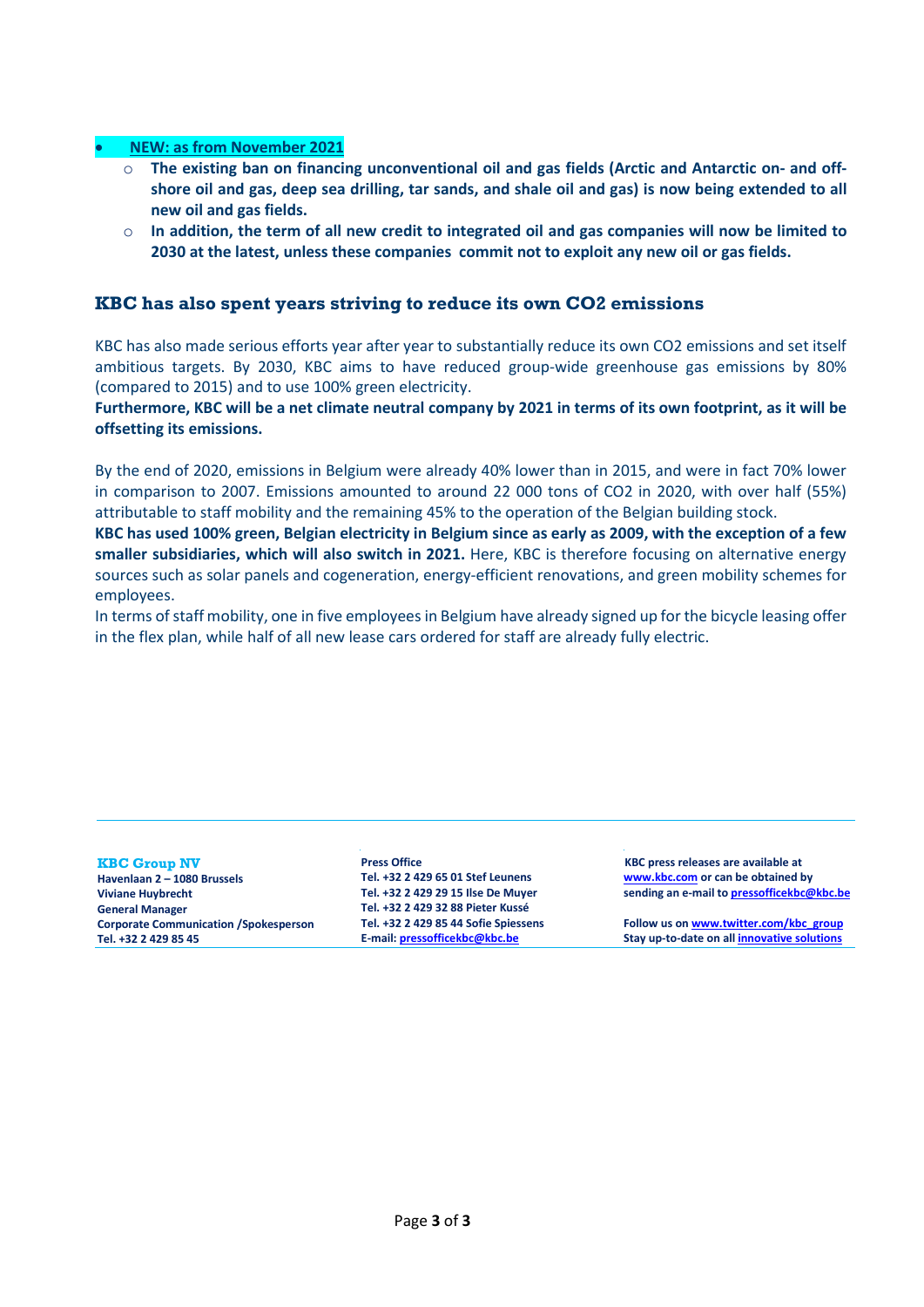- **NEW: as from November 2021**
    - **The existing ban on financing unconventional oil and gas fields (Arctic and Antarctic on- and off-shore oil and gas, deep sea drilling, tar sands, and shale oil and gas) is now being extended to all new oil and gas fields.**
    - **In addition, the term of all new credit to integrated oil and gas companies will now be limited to 2030 at the latest, unless these companies commit not to exploit any new oil or gas fields.**

## KBC has also spent years striving to reduce its own $CO_2$ emissions

KBC has also made serious efforts year after year to substantially reduce its own $CO_2$ emissions and set itself ambitious targets. By 2030, KBC aims to have reduced group-wide greenhouse gas emissions by 80% (compared to 2015) and to use 100% green electricity.
**Furthermore, KBC will be a net climate neutral company by 2021 in terms of its own footprint, as it will be offsetting its emissions.**

By the end of 2020, emissions in Belgium were already 40% lower than in 2015, and were in fact 70% lower in comparison to 2007. Emissions amounted to around 22 000 tons of $CO_2$ in 2020, with over half (55%) attributable to staff mobility and the remaining 45% to the operation of the Belgian building stock.
**KBC has used 100% green, Belgian electricity in Belgium since as early as 2009, with the exception of a few smaller subsidiaries, which will also switch in 2021.** Here, KBC is therefore focusing on alternative energy sources such as solar panels and cogeneration, energy-efficient renovations, and green mobility schemes for employees.
In terms of staff mobility, one in five employees in Belgium have already signed up for the bicycle leasing offer in the flex plan, while half of all new lease cars ordered for staff are already fully electric.

---

**KBC Group NV**
**Havenlaan 2 – 1080 Brussels**
**Viviane Huybrecht**
**General Manager**
**Corporate Communication /Spokesperson**
**Tel. +32 2 429 85 45**

**Press Office**
**Tel. +32 2 429 65 01 Stef Leunens**
**Tel. +32 2 429 29 15 Ilse De Muyer**
**Tel. +32 2 429 32 88 Pieter Kussé**
**Tel. +32 2 429 85 44 Sofie Spiessens**
**E-mail: pressofficekbc@kbc.be**

**KBC press releases are available at www.kbc.com or can be obtained by sending an e-mail to pressofficekbc@kbc.be**

**Follow us on www.twitter.com/kbc_group**
**Stay up-to-date on all innovative solutions**